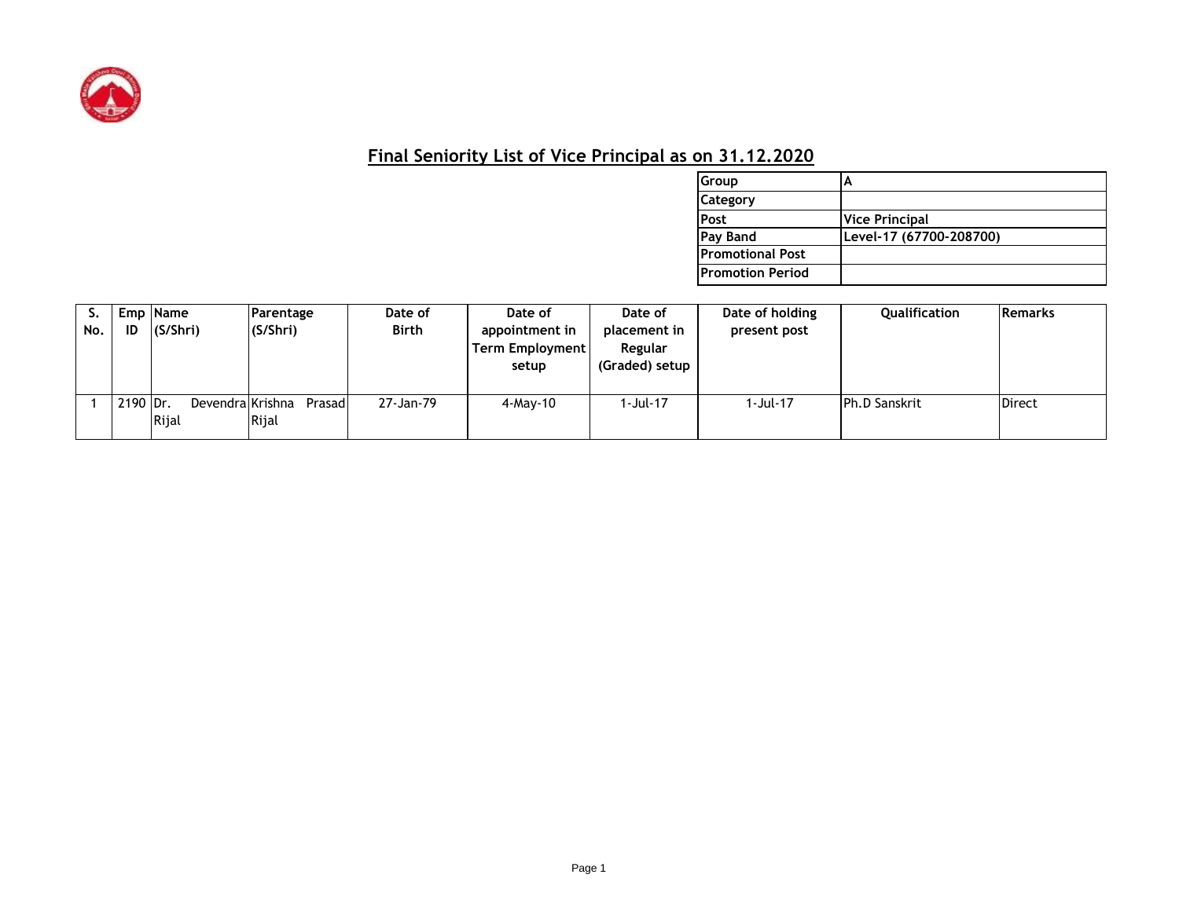# Final Seniority List of Vice Principal as on 31.12.2020

| Group | A |
|---|---|
| Category | |
| Post | Vice Principal |
| Pay Band | Level-17 (67700-208700) |
| Promotional Post | |
| Promotion Period | |

| S. No. | Emp ID | Name (S/Shri) | Parentage (S/Shri) | Date of Birth | Date of appointment in Term Employment setup | Date of placement in Regular (Graded) setup | Date of holding present post | Qualification | Remarks |
|---|---|---|---|---|---|---|---|---|---|
| 1 | 2190 | Dr. Devendra Rijal | Krishna Prasad Rijal | 27-Jan-79 | 4-May-10 | 1-Jul-17 | 1-Jul-17 | Ph.D Sanskrit | Direct |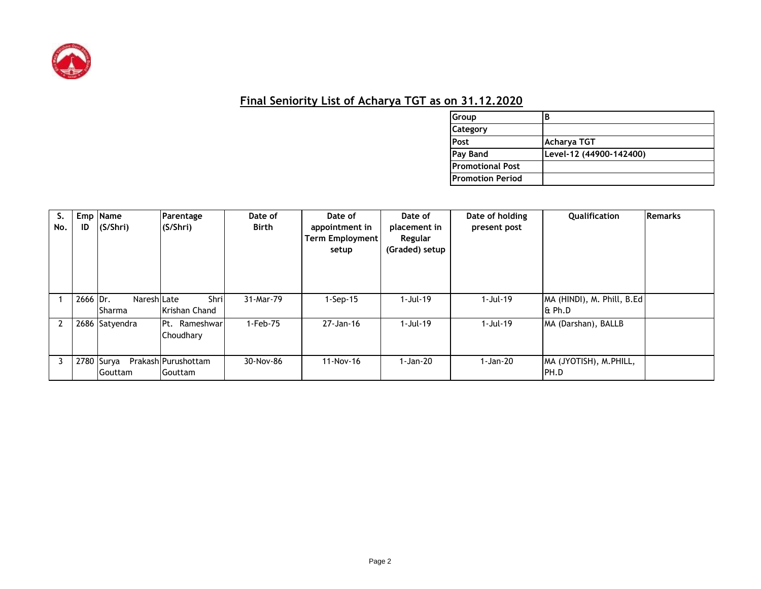## Final Seniority List of Acharya TGT as on 31.12.2020

| | |
|---|---|
| Group | B |
| Category | |
| Post | Acharya TGT |
| Pay Band | Level-12 (44900-142400) |
| Promotional Post | |
| Promotion Period | |

| S. No. | Emp ID | Name (S/Shri) | Parentage (S/Shri) | Date of Birth | Date of appointment in Term Employment setup | Date of placement in Regular (Graded) setup | Date of holding present post | Qualification | Remarks |
|---|---|---|---|---|---|---|---|---|---|
| 1 | 2666 | Dr. Naresh Sharma | Late Shri Krishan Chand | 31-Mar-79 | 1-Sep-15 | 1-Jul-19 | 1-Jul-19 | MA (HINDI), M. Phill, B.Ed & Ph.D | |
| 2 | 2686 | Satyendra | Pt. Rameshwar Choudhary | 1-Feb-75 | 27-Jan-16 | 1-Jul-19 | 1-Jul-19 | MA (Darshan), BALLB | |
| 3 | 2780 | Surya Prakash Gouttam | Purushottam Gouttam | 30-Nov-86 | 11-Nov-16 | 1-Jan-20 | 1-Jan-20 | MA (JYOTISH), M.PHILL, PH.D | |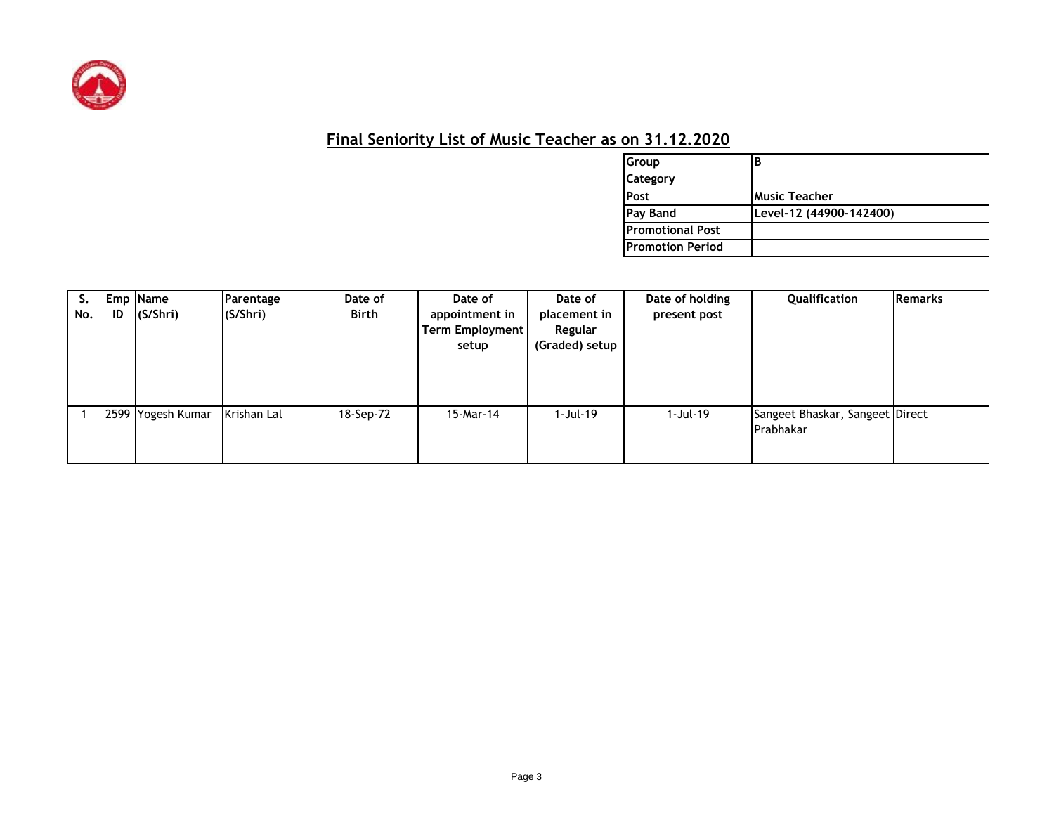# Final Seniority List of Music Teacher as on 31.12.2020

| | |
|---|---|
| Group | B |
| Category | |
| Post | Music Teacher |
| Pay Band | Level-12 (44900-142400) |
| Promotional Post | |
| Promotion Period | |

| S. No. | Emp ID | Name (S/Shri) | Parentage (S/Shri) | Date of Birth | Date of appointment in Term Employment setup | Date of placement in Regular (Graded) setup | Date of holding present post | Qualification | Remarks |
|---|---|---|---|---|---|---|---|---|---|
| 1 | 2599 | Yogesh Kumar | Krishan Lal | 18-Sep-72 | 15-Mar-14 | 1-Jul-19 | 1-Jul-19 | Sangeet Bhaskar, Sangeet Prabhakar | Direct |